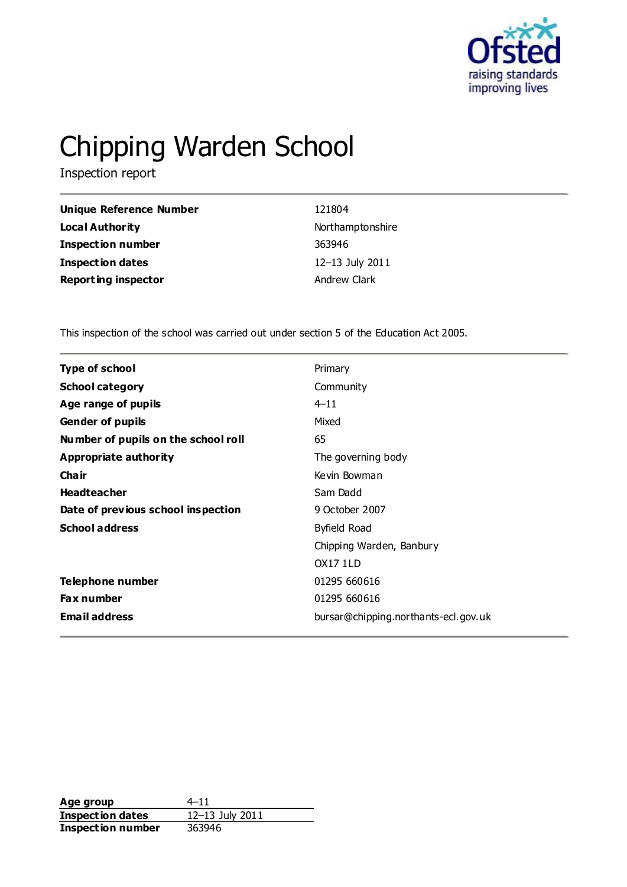# Chipping Warden School

Inspection report

| | |
|---|---|
| **Unique Reference Number** | 121804 |
| **Local Authority** | Northamptonshire |
| **Inspection number** | 363946 |
| **Inspection dates** | 12–13 July 2011 |
| **Reporting inspector** | Andrew Clark |

This inspection of the school was carried out under section 5 of the Education Act 2005.

| | |
|---|---|
| **Type of school** | Primary |
| **School category** | Community |
| **Age range of pupils** | 4–11 |
| **Gender of pupils** | Mixed |
| **Number of pupils on the school roll** | 65 |
| **Appropriate authority** | The governing body |
| **Chair** | Kevin Bowman |
| **Headteacher** | Sam Dadd |
| **Date of previous school inspection** | 9 October 2007 |
| **School address** | Byfield Road<br>Chipping Warden, Banbury<br>OX17 1LD |
| **Telephone number** | 01295 660616 |
| **Fax number** | 01295 660616 |
| **Email address** | bursar@chipping.northants-ecl.gov.uk |

| | |
|---|---|
| **Age group** | 4–11 |
| **Inspection dates** | 12–13 July 2011 |
| **Inspection number** | 363946 |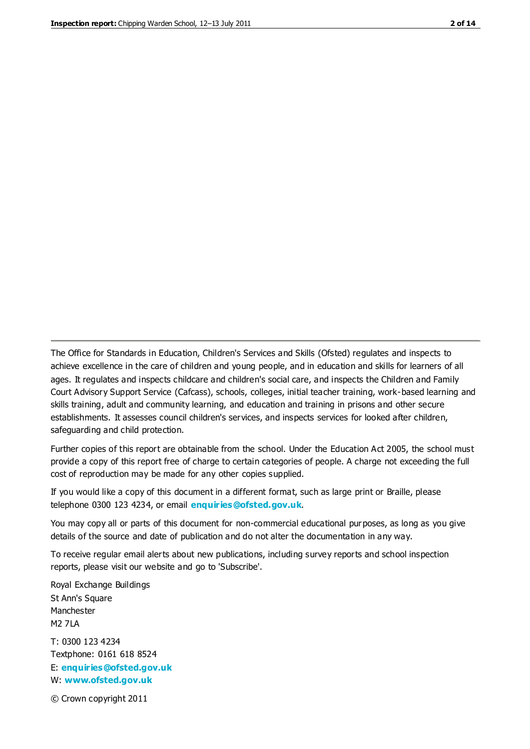The Office for Standards in Education, Children's Services and Skills (Ofsted) regulates and inspects to achieve excellence in the care of children and young people, and in education and skills for learners of all ages. It regulates and inspects childcare and children's social care, and inspects the Children and Family Court Advisory Support Service (Cafcass), schools, colleges, initial teacher training, work-based learning and skills training, adult and community learning, and education and training in prisons and other secure establishments. It assesses council children's services, and inspects services for looked after children, safeguarding and child protection.

Further copies of this report are obtainable from the school. Under the Education Act 2005, the school must provide a copy of this report free of charge to certain categories of people. A charge not exceeding the full cost of reproduction may be made for any other copies supplied.

If you would like a copy of this document in a different format, such as large print or Braille, please telephone 0300 123 4234, or email **enquiries@ofsted.gov.uk**.

You may copy all or parts of this document for non-commercial educational purposes, as long as you give details of the source and date of publication and do not alter the documentation in any way.

To receive regular email alerts about new publications, including survey reports and school inspection reports, please visit our website and go to 'Subscribe'.

Royal Exchange Buildings
St Ann's Square
Manchester
M2 7LA

T: 0300 123 4234
Textphone: 0161 618 8524
E: **enquiries@ofsted.gov.uk**
W: **www.ofsted.gov.uk**

© Crown copyright 2011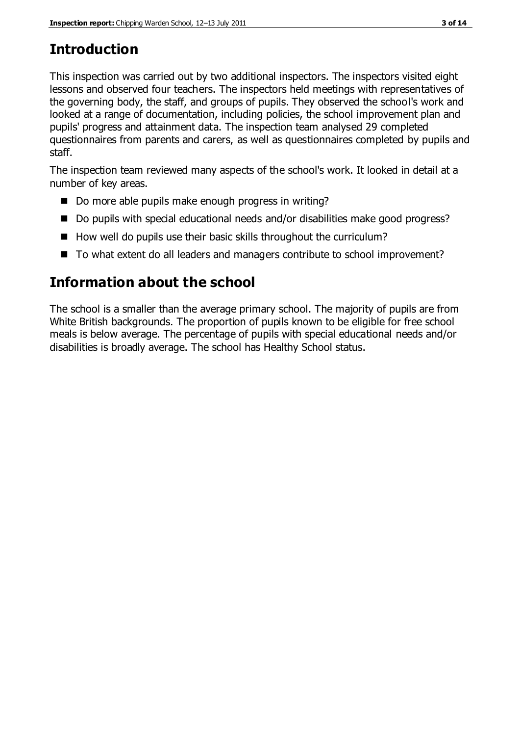## Introduction

This inspection was carried out by two additional inspectors. The inspectors visited eight lessons and observed four teachers. The inspectors held meetings with representatives of the governing body, the staff, and groups of pupils. They observed the school's work and looked at a range of documentation, including policies, the school improvement plan and pupils' progress and attainment data. The inspection team analysed 29 completed questionnaires from parents and carers, as well as questionnaires completed by pupils and staff.

The inspection team reviewed many aspects of the school's work. It looked in detail at a number of key areas.

- Do more able pupils make enough progress in writing?
- Do pupils with special educational needs and/or disabilities make good progress?
- How well do pupils use their basic skills throughout the curriculum?
- To what extent do all leaders and managers contribute to school improvement?

## Information about the school

The school is a smaller than the average primary school. The majority of pupils are from White British backgrounds. The proportion of pupils known to be eligible for free school meals is below average. The percentage of pupils with special educational needs and/or disabilities is broadly average. The school has Healthy School status.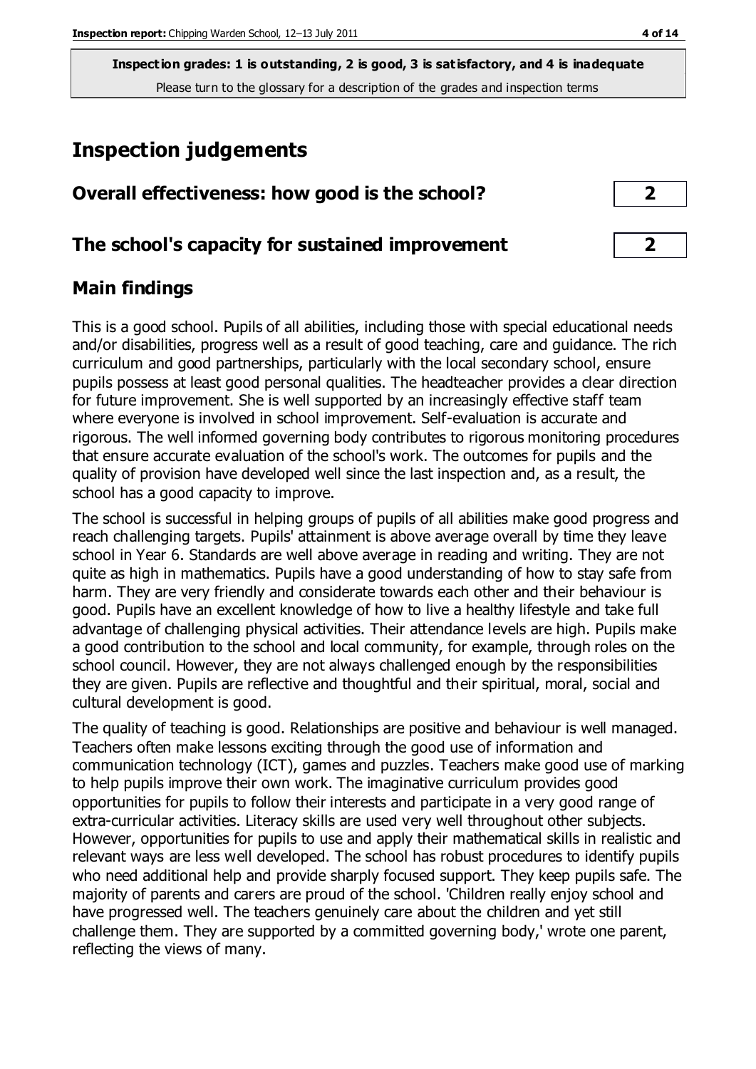**Inspection grades: 1 is outstanding, 2 is good, 3 is satisfactory, and 4 is inadequate**
Please turn to the glossary for a description of the grades and inspection terms

# Inspection judgements

## Overall effectiveness: how good is the school? **2**

## The school's capacity for sustained improvement **2**

## Main findings

This is a good school. Pupils of all abilities, including those with special educational needs and/or disabilities, progress well as a result of good teaching, care and guidance. The rich curriculum and good partnerships, particularly with the local secondary school, ensure pupils possess at least good personal qualities. The headteacher provides a clear direction for future improvement. She is well supported by an increasingly effective staff team where everyone is involved in school improvement. Self-evaluation is accurate and rigorous. The well informed governing body contributes to rigorous monitoring procedures that ensure accurate evaluation of the school's work. The outcomes for pupils and the quality of provision have developed well since the last inspection and, as a result, the school has a good capacity to improve.

The school is successful in helping groups of pupils of all abilities make good progress and reach challenging targets. Pupils' attainment is above average overall by time they leave school in Year 6. Standards are well above average in reading and writing. They are not quite as high in mathematics. Pupils have a good understanding of how to stay safe from harm. They are very friendly and considerate towards each other and their behaviour is good. Pupils have an excellent knowledge of how to live a healthy lifestyle and take full advantage of challenging physical activities. Their attendance levels are high. Pupils make a good contribution to the school and local community, for example, through roles on the school council. However, they are not always challenged enough by the responsibilities they are given. Pupils are reflective and thoughtful and their spiritual, moral, social and cultural development is good.

The quality of teaching is good. Relationships are positive and behaviour is well managed. Teachers often make lessons exciting through the good use of information and communication technology (ICT), games and puzzles. Teachers make good use of marking to help pupils improve their own work. The imaginative curriculum provides good opportunities for pupils to follow their interests and participate in a very good range of extra-curricular activities. Literacy skills are used very well throughout other subjects. However, opportunities for pupils to use and apply their mathematical skills in realistic and relevant ways are less well developed. The school has robust procedures to identify pupils who need additional help and provide sharply focused support. They keep pupils safe. The majority of parents and carers are proud of the school. 'Children really enjoy school and have progressed well. The teachers genuinely care about the children and yet still challenge them. They are supported by a committed governing body,' wrote one parent, reflecting the views of many.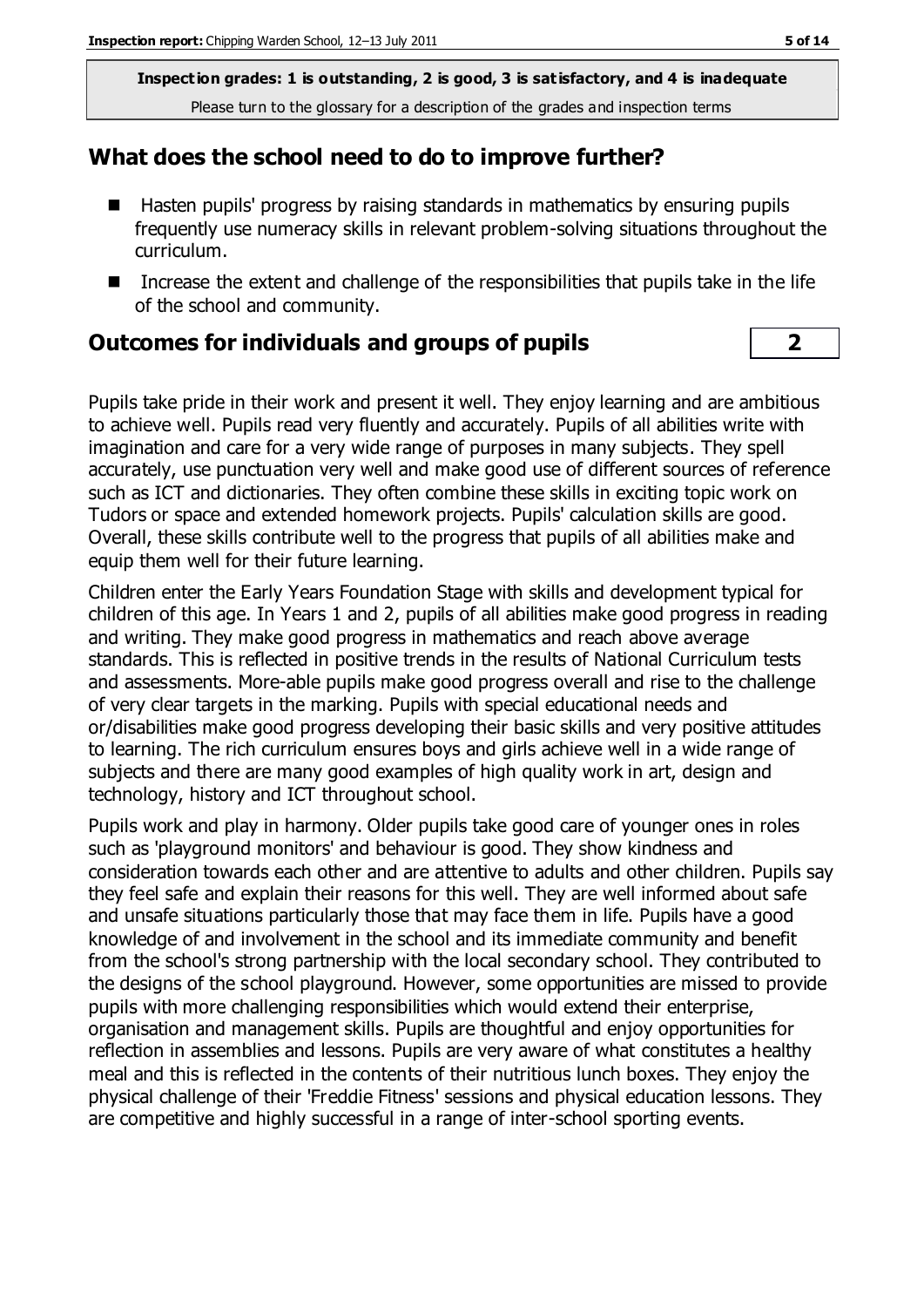**Inspection grades: 1 is outstanding, 2 is good, 3 is satisfactory, and 4 is inadequate**
Please turn to the glossary for a description of the grades and inspection terms

## What does the school need to do to improve further?

- Hasten pupils' progress by raising standards in mathematics by ensuring pupils frequently use numeracy skills in relevant problem-solving situations throughout the curriculum.
- Increase the extent and challenge of the responsibilities that pupils take in the life of the school and community.

## Outcomes for individuals and groups of pupils — 2

Pupils take pride in their work and present it well. They enjoy learning and are ambitious to achieve well. Pupils read very fluently and accurately. Pupils of all abilities write with imagination and care for a very wide range of purposes in many subjects. They spell accurately, use punctuation very well and make good use of different sources of reference such as ICT and dictionaries. They often combine these skills in exciting topic work on Tudors or space and extended homework projects. Pupils' calculation skills are good. Overall, these skills contribute well to the progress that pupils of all abilities make and equip them well for their future learning.

Children enter the Early Years Foundation Stage with skills and development typical for children of this age. In Years 1 and 2, pupils of all abilities make good progress in reading and writing. They make good progress in mathematics and reach above average standards. This is reflected in positive trends in the results of National Curriculum tests and assessments. More-able pupils make good progress overall and rise to the challenge of very clear targets in the marking. Pupils with special educational needs and or/disabilities make good progress developing their basic skills and very positive attitudes to learning. The rich curriculum ensures boys and girls achieve well in a wide range of subjects and there are many good examples of high quality work in art, design and technology, history and ICT throughout school.

Pupils work and play in harmony. Older pupils take good care of younger ones in roles such as 'playground monitors' and behaviour is good. They show kindness and consideration towards each other and are attentive to adults and other children. Pupils say they feel safe and explain their reasons for this well. They are well informed about safe and unsafe situations particularly those that may face them in life. Pupils have a good knowledge of and involvement in the school and its immediate community and benefit from the school's strong partnership with the local secondary school. They contributed to the designs of the school playground. However, some opportunities are missed to provide pupils with more challenging responsibilities which would extend their enterprise, organisation and management skills. Pupils are thoughtful and enjoy opportunities for reflection in assemblies and lessons. Pupils are very aware of what constitutes a healthy meal and this is reflected in the contents of their nutritious lunch boxes. They enjoy the physical challenge of their 'Freddie Fitness' sessions and physical education lessons. They are competitive and highly successful in a range of inter-school sporting events.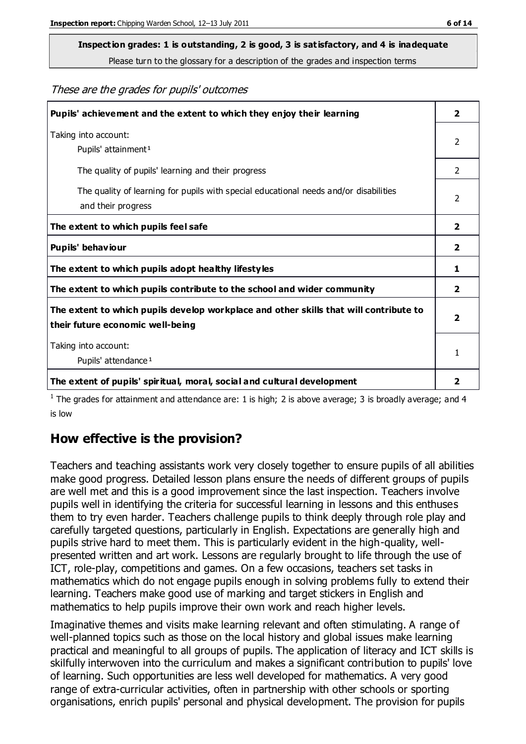**Inspection grades: 1 is outstanding, 2 is good, 3 is satisfactory, and 4 is inadequate**

Please turn to the glossary for a description of the grades and inspection terms

*These are the grades for pupils' outcomes*

| | |
|---|---|
| **Pupils' achievement and the extent to which they enjoy their learning** | **2** |
| Taking into account: Pupils' attainment[1] | 2 |
| The quality of pupils' learning and their progress | 2 |
| The quality of learning for pupils with special educational needs and/or disabilities and their progress | 2 |
| **The extent to which pupils feel safe** | **2** |
| **Pupils' behaviour** | **2** |
| **The extent to which pupils adopt healthy lifestyles** | **1** |
| **The extent to which pupils contribute to the school and wider community** | **2** |
| **The extent to which pupils develop workplace and other skills that will contribute to their future economic well-being** | **2** |
| Taking into account: Pupils' attendance[1] | 1 |
| **The extent of pupils' spiritual, moral, social and cultural development** | **2** |

[1] The grades for attainment and attendance are: 1 is high; 2 is above average; 3 is broadly average; and 4 is low

## How effective is the provision?

Teachers and teaching assistants work very closely together to ensure pupils of all abilities make good progress. Detailed lesson plans ensure the needs of different groups of pupils are well met and this is a good improvement since the last inspection. Teachers involve pupils well in identifying the criteria for successful learning in lessons and this enthuses them to try even harder. Teachers challenge pupils to think deeply through role play and carefully targeted questions, particularly in English. Expectations are generally high and pupils strive hard to meet them. This is particularly evident in the high-quality, well-presented written and art work. Lessons are regularly brought to life through the use of ICT, role-play, competitions and games. On a few occasions, teachers set tasks in mathematics which do not engage pupils enough in solving problems fully to extend their learning. Teachers make good use of marking and target stickers in English and mathematics to help pupils improve their own work and reach higher levels.

Imaginative themes and visits make learning relevant and often stimulating. A range of well-planned topics such as those on the local history and global issues make learning practical and meaningful to all groups of pupils. The application of literacy and ICT skills is skilfully interwoven into the curriculum and makes a significant contribution to pupils' love of learning. Such opportunities are less well developed for mathematics. A very good range of extra-curricular activities, often in partnership with other schools or sporting organisations, enrich pupils' personal and physical development. The provision for pupils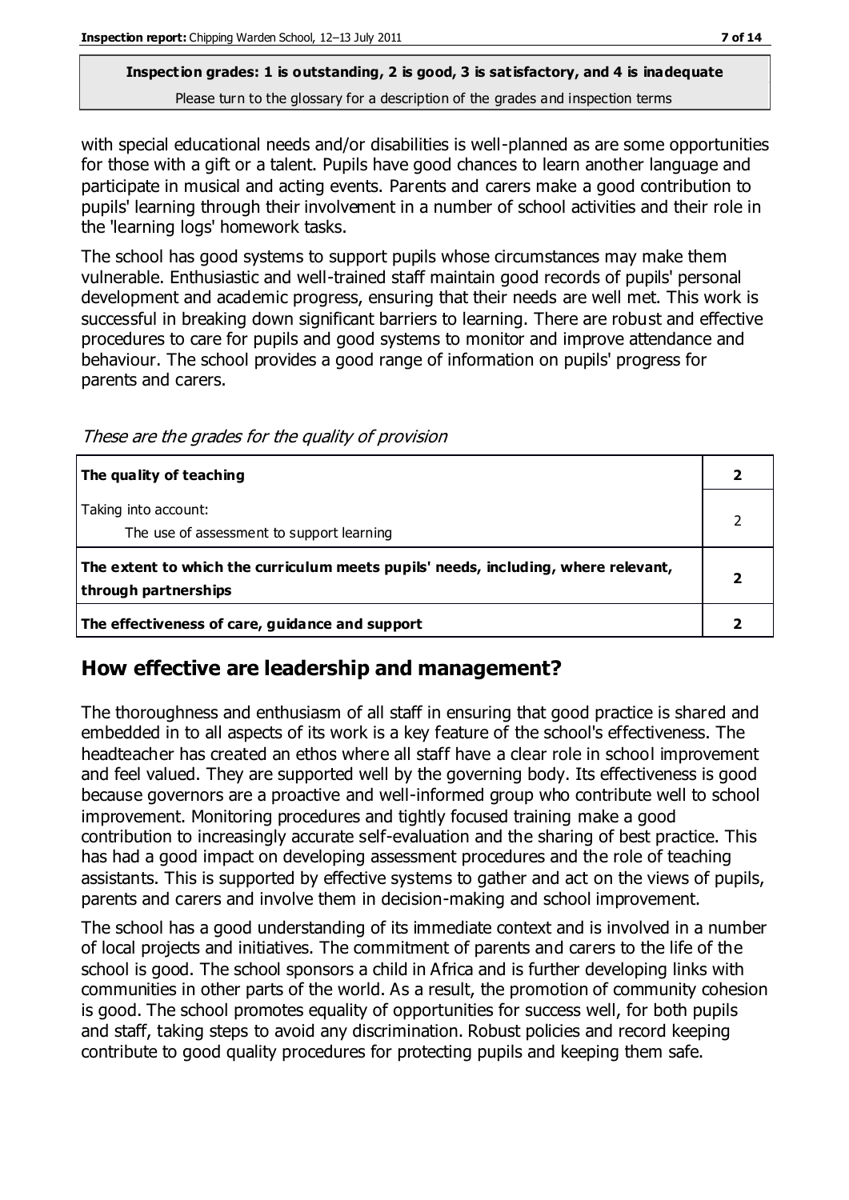with special educational needs and/or disabilities is well-planned as are some opportunities for those with a gift or a talent. Pupils have good chances to learn another language and participate in musical and acting events. Parents and carers make a good contribution to pupils' learning through their involvement in a number of school activities and their role in the 'learning logs' homework tasks.

The school has good systems to support pupils whose circumstances may make them vulnerable. Enthusiastic and well-trained staff maintain good records of pupils' personal development and academic progress, ensuring that their needs are well met. This work is successful in breaking down significant barriers to learning. There are robust and effective procedures to care for pupils and good systems to monitor and improve attendance and behaviour. The school provides a good range of information on pupils' progress for parents and carers.

*These are the grades for the quality of provision*

| | |
|---|---|
| **The quality of teaching** | **2** |
| Taking into account:<br>The use of assessment to support learning | 2 |
| **The extent to which the curriculum meets pupils' needs, including, where relevant, through partnerships** | **2** |
| **The effectiveness of care, guidance and support** | **2** |

## How effective are leadership and management?

The thoroughness and enthusiasm of all staff in ensuring that good practice is shared and embedded in to all aspects of its work is a key feature of the school's effectiveness. The headteacher has created an ethos where all staff have a clear role in school improvement and feel valued. They are supported well by the governing body. Its effectiveness is good because governors are a proactive and well-informed group who contribute well to school improvement. Monitoring procedures and tightly focused training make a good contribution to increasingly accurate self-evaluation and the sharing of best practice. This has had a good impact on developing assessment procedures and the role of teaching assistants. This is supported by effective systems to gather and act on the views of pupils, parents and carers and involve them in decision-making and school improvement.

The school has a good understanding of its immediate context and is involved in a number of local projects and initiatives. The commitment of parents and carers to the life of the school is good. The school sponsors a child in Africa and is further developing links with communities in other parts of the world. As a result, the promotion of community cohesion is good. The school promotes equality of opportunities for success well, for both pupils and staff, taking steps to avoid any discrimination. Robust policies and record keeping contribute to good quality procedures for protecting pupils and keeping them safe.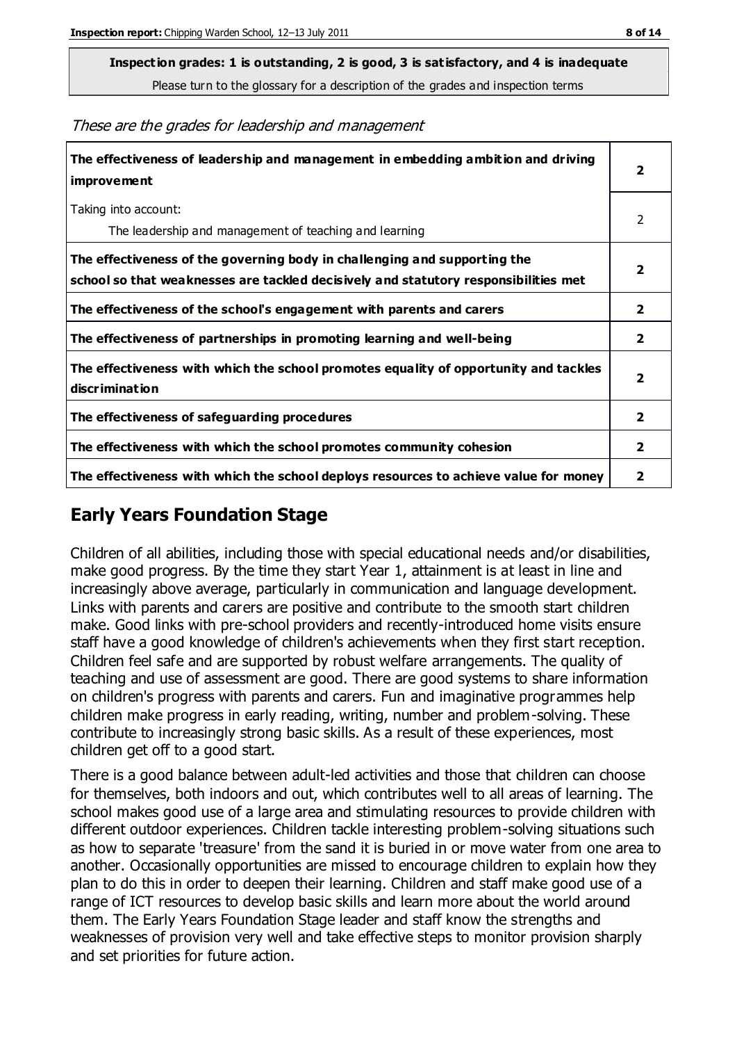**Inspection grades: 1 is outstanding, 2 is good, 3 is satisfactory, and 4 is inadequate**

Please turn to the glossary for a description of the grades and inspection terms

*These are the grades for leadership and management*

| | |
|---|---|
| **The effectiveness of leadership and management in embedding ambition and driving improvement** | **2** |
| Taking into account: The leadership and management of teaching and learning | 2 |
| **The effectiveness of the governing body in challenging and supporting the school so that weaknesses are tackled decisively and statutory responsibilities met** | **2** |
| **The effectiveness of the school's engagement with parents and carers** | **2** |
| **The effectiveness of partnerships in promoting learning and well-being** | **2** |
| **The effectiveness with which the school promotes equality of opportunity and tackles discrimination** | **2** |
| **The effectiveness of safeguarding procedures** | **2** |
| **The effectiveness with which the school promotes community cohesion** | **2** |
| **The effectiveness with which the school deploys resources to achieve value for money** | **2** |

## Early Years Foundation Stage

Children of all abilities, including those with special educational needs and/or disabilities, make good progress. By the time they start Year 1, attainment is at least in line and increasingly above average, particularly in communication and language development. Links with parents and carers are positive and contribute to the smooth start children make. Good links with pre-school providers and recently-introduced home visits ensure staff have a good knowledge of children's achievements when they first start reception. Children feel safe and are supported by robust welfare arrangements. The quality of teaching and use of assessment are good. There are good systems to share information on children's progress with parents and carers. Fun and imaginative programmes help children make progress in early reading, writing, number and problem-solving. These contribute to increasingly strong basic skills. As a result of these experiences, most children get off to a good start.

There is a good balance between adult-led activities and those that children can choose for themselves, both indoors and out, which contributes well to all areas of learning. The school makes good use of a large area and stimulating resources to provide children with different outdoor experiences. Children tackle interesting problem-solving situations such as how to separate 'treasure' from the sand it is buried in or move water from one area to another. Occasionally opportunities are missed to encourage children to explain how they plan to do this in order to deepen their learning. Children and staff make good use of a range of ICT resources to develop basic skills and learn more about the world around them. The Early Years Foundation Stage leader and staff know the strengths and weaknesses of provision very well and take effective steps to monitor provision sharply and set priorities for future action.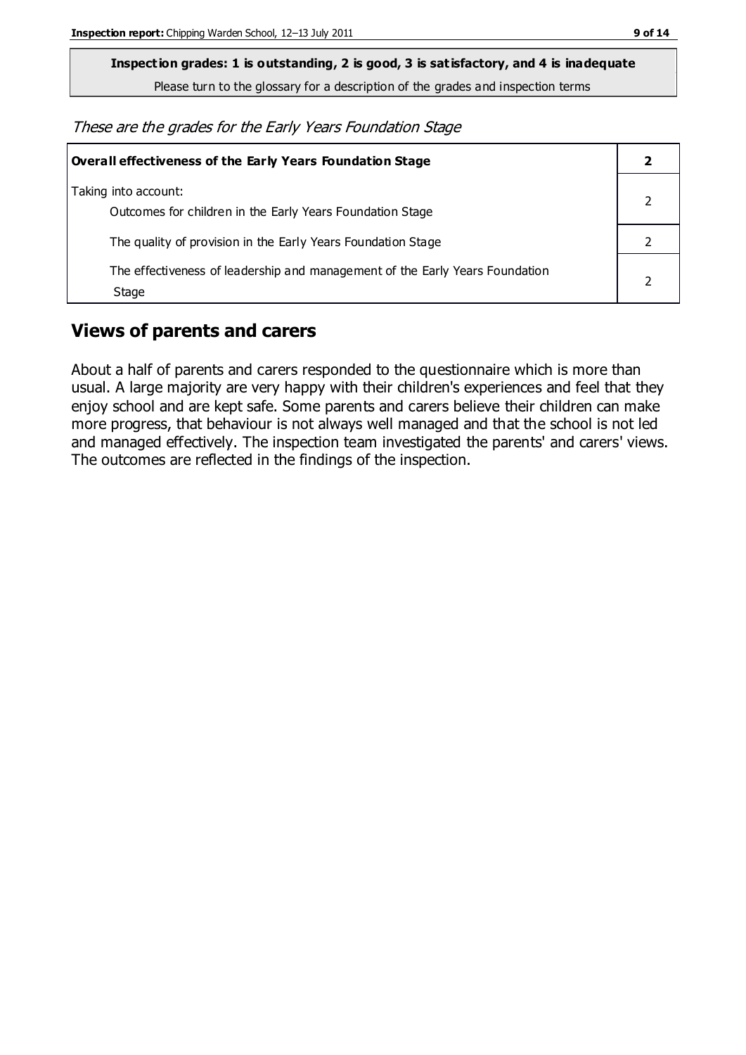**Inspection grades: 1 is outstanding, 2 is good, 3 is satisfactory, and 4 is inadequate**

Please turn to the glossary for a description of the grades and inspection terms

*These are the grades for the Early Years Foundation Stage*

| **Overall effectiveness of the Early Years Foundation Stage** | **2** |
|---|---|
| Taking into account:<br>Outcomes for children in the Early Years Foundation Stage | 2 |
| The quality of provision in the Early Years Foundation Stage | 2 |
| The effectiveness of leadership and management of the Early Years Foundation Stage | 2 |

## Views of parents and carers

About a half of parents and carers responded to the questionnaire which is more than usual. A large majority are very happy with their children's experiences and feel that they enjoy school and are kept safe. Some parents and carers believe their children can make more progress, that behaviour is not always well managed and that the school is not led and managed effectively. The inspection team investigated the parents' and carers' views. The outcomes are reflected in the findings of the inspection.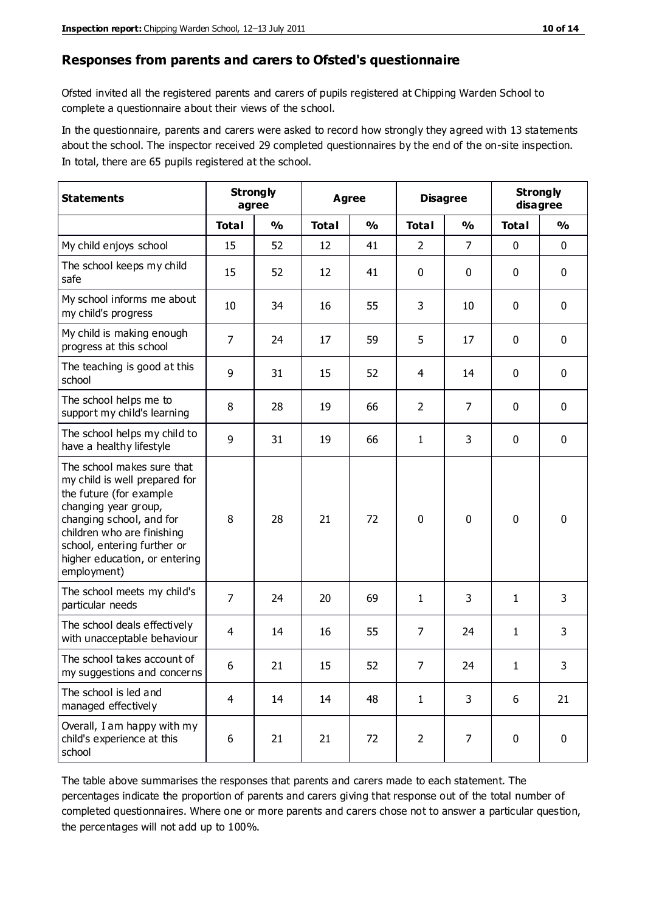## Responses from parents and carers to Ofsted's questionnaire

Ofsted invited all the registered parents and carers of pupils registered at Chipping Warden School to complete a questionnaire about their views of the school.

In the questionnaire, parents and carers were asked to record how strongly they agreed with 13 statements about the school. The inspector received 29 completed questionnaires by the end of the on-site inspection. In total, there are 65 pupils registered at the school.

| Statements | Strongly agree | | Agree | | Disagree | | Strongly disagree | |
|---|---|---|---|---|---|---|---|---|
| | Total | % | Total | % | Total | % | Total | % |
| My child enjoys school | 15 | 52 | 12 | 41 | 2 | 7 | 0 | 0 |
| The school keeps my child safe | 15 | 52 | 12 | 41 | 0 | 0 | 0 | 0 |
| My school informs me about my child's progress | 10 | 34 | 16 | 55 | 3 | 10 | 0 | 0 |
| My child is making enough progress at this school | 7 | 24 | 17 | 59 | 5 | 17 | 0 | 0 |
| The teaching is good at this school | 9 | 31 | 15 | 52 | 4 | 14 | 0 | 0 |
| The school helps me to support my child's learning | 8 | 28 | 19 | 66 | 2 | 7 | 0 | 0 |
| The school helps my child to have a healthy lifestyle | 9 | 31 | 19 | 66 | 1 | 3 | 0 | 0 |
| The school makes sure that my child is well prepared for the future (for example changing year group, changing school, and for children who are finishing school, entering further or higher education, or entering employment) | 8 | 28 | 21 | 72 | 0 | 0 | 0 | 0 |
| The school meets my child's particular needs | 7 | 24 | 20 | 69 | 1 | 3 | 1 | 3 |
| The school deals effectively with unacceptable behaviour | 4 | 14 | 16 | 55 | 7 | 24 | 1 | 3 |
| The school takes account of my suggestions and concerns | 6 | 21 | 15 | 52 | 7 | 24 | 1 | 3 |
| The school is led and managed effectively | 4 | 14 | 14 | 48 | 1 | 3 | 6 | 21 |
| Overall, I am happy with my child's experience at this school | 6 | 21 | 21 | 72 | 2 | 7 | 0 | 0 |

The table above summarises the responses that parents and carers made to each statement. The percentages indicate the proportion of parents and carers giving that response out of the total number of completed questionnaires. Where one or more parents and carers chose not to answer a particular question, the percentages will not add up to 100%.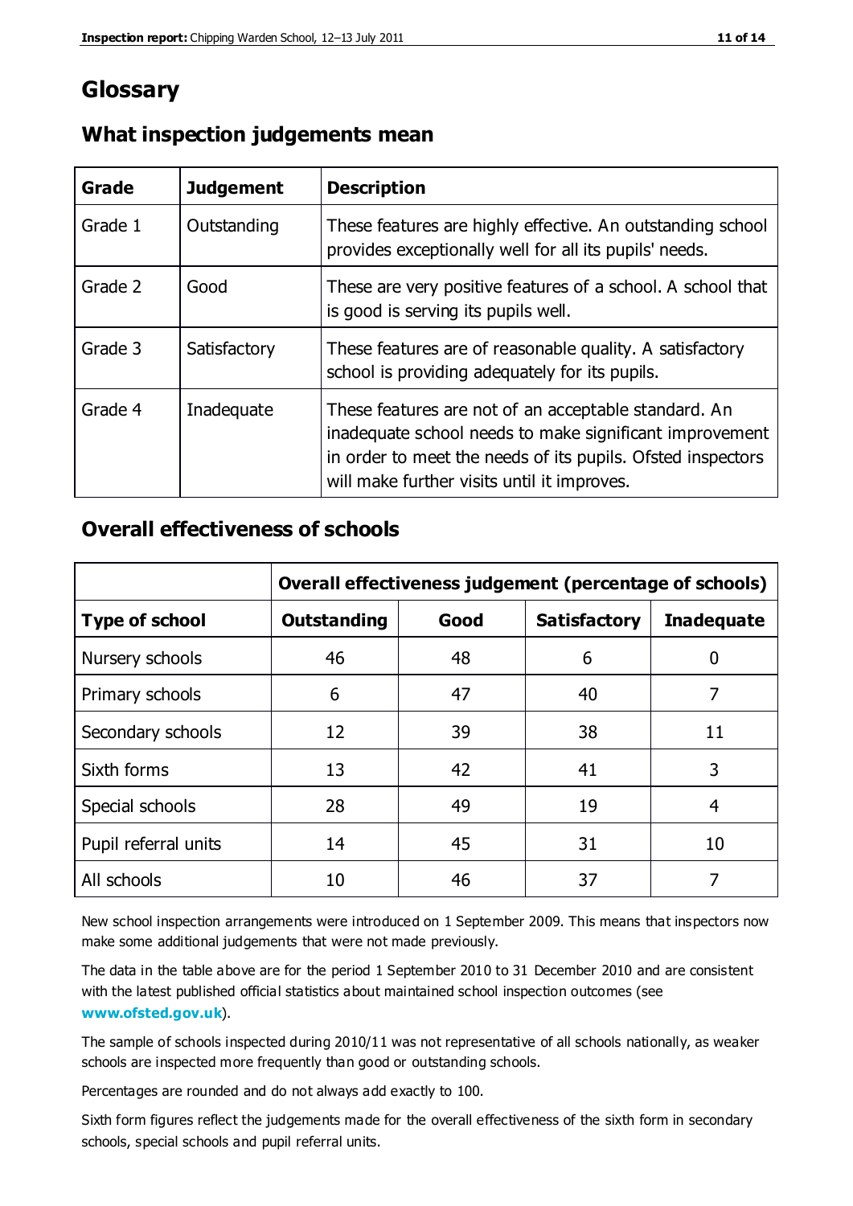# Glossary

## What inspection judgements mean

| Grade | Judgement | Description |
|---|---|---|
| Grade 1 | Outstanding | These features are highly effective. An outstanding school provides exceptionally well for all its pupils' needs. |
| Grade 2 | Good | These are very positive features of a school. A school that is good is serving its pupils well. |
| Grade 3 | Satisfactory | These features are of reasonable quality. A satisfactory school is providing adequately for its pupils. |
| Grade 4 | Inadequate | These features are not of an acceptable standard. An inadequate school needs to make significant improvement in order to meet the needs of its pupils. Ofsted inspectors will make further visits until it improves. |

## Overall effectiveness of schools

| | Overall effectiveness judgement (percentage of schools) | | | |
|---|---|---|---|---|
| **Type of school** | **Outstanding** | **Good** | **Satisfactory** | **Inadequate** |
| Nursery schools | 46 | 48 | 6 | 0 |
| Primary schools | 6 | 47 | 40 | 7 |
| Secondary schools | 12 | 39 | 38 | 11 |
| Sixth forms | 13 | 42 | 41 | 3 |
| Special schools | 28 | 49 | 19 | 4 |
| Pupil referral units | 14 | 45 | 31 | 10 |
| All schools | 10 | 46 | 37 | 7 |

New school inspection arrangements were introduced on 1 September 2009. This means that inspectors now make some additional judgements that were not made previously.

The data in the table above are for the period 1 September 2010 to 31 December 2010 and are consistent with the latest published official statistics about maintained school inspection outcomes (see **www.ofsted.gov.uk**).

The sample of schools inspected during 2010/11 was not representative of all schools nationally, as weaker schools are inspected more frequently than good or outstanding schools.

Percentages are rounded and do not always add exactly to 100.

Sixth form figures reflect the judgements made for the overall effectiveness of the sixth form in secondary schools, special schools and pupil referral units.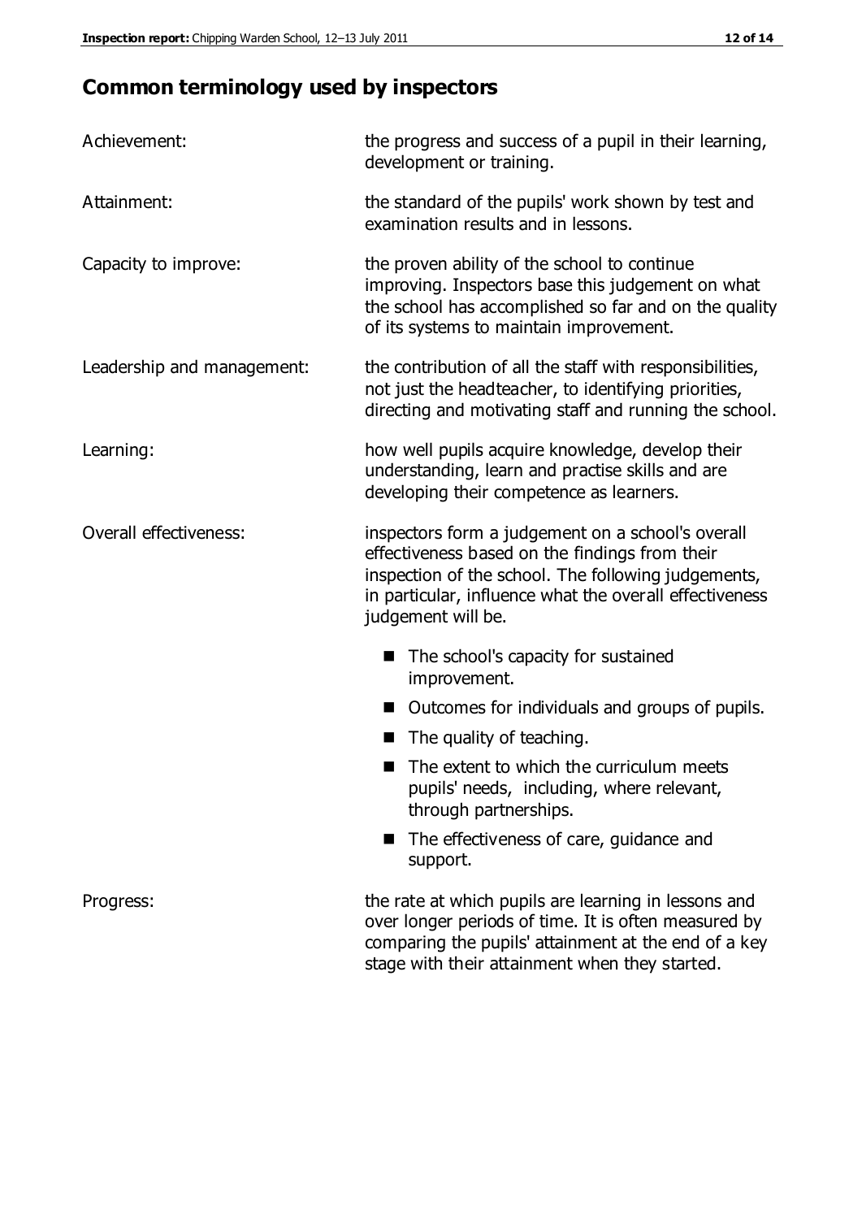## Common terminology used by inspectors

| | |
|---|---|
| Achievement: | the progress and success of a pupil in their learning, development or training. |
| Attainment: | the standard of the pupils' work shown by test and examination results and in lessons. |
| Capacity to improve: | the proven ability of the school to continue improving. Inspectors base this judgement on what the school has accomplished so far and on the quality of its systems to maintain improvement. |
| Leadership and management: | the contribution of all the staff with responsibilities, not just the headteacher, to identifying priorities, directing and motivating staff and running the school. |
| Learning: | how well pupils acquire knowledge, develop their understanding, learn and practise skills and are developing their competence as learners. |
| Overall effectiveness: | inspectors form a judgement on a school's overall effectiveness based on the findings from their inspection of the school. The following judgements, in particular, influence what the overall effectiveness judgement will be.<br>■ The school's capacity for sustained improvement.<br>■ Outcomes for individuals and groups of pupils.<br>■ The quality of teaching.<br>■ The extent to which the curriculum meets pupils' needs, including, where relevant, through partnerships.<br>■ The effectiveness of care, guidance and support. |
| Progress: | the rate at which pupils are learning in lessons and over longer periods of time. It is often measured by comparing the pupils' attainment at the end of a key stage with their attainment when they started. |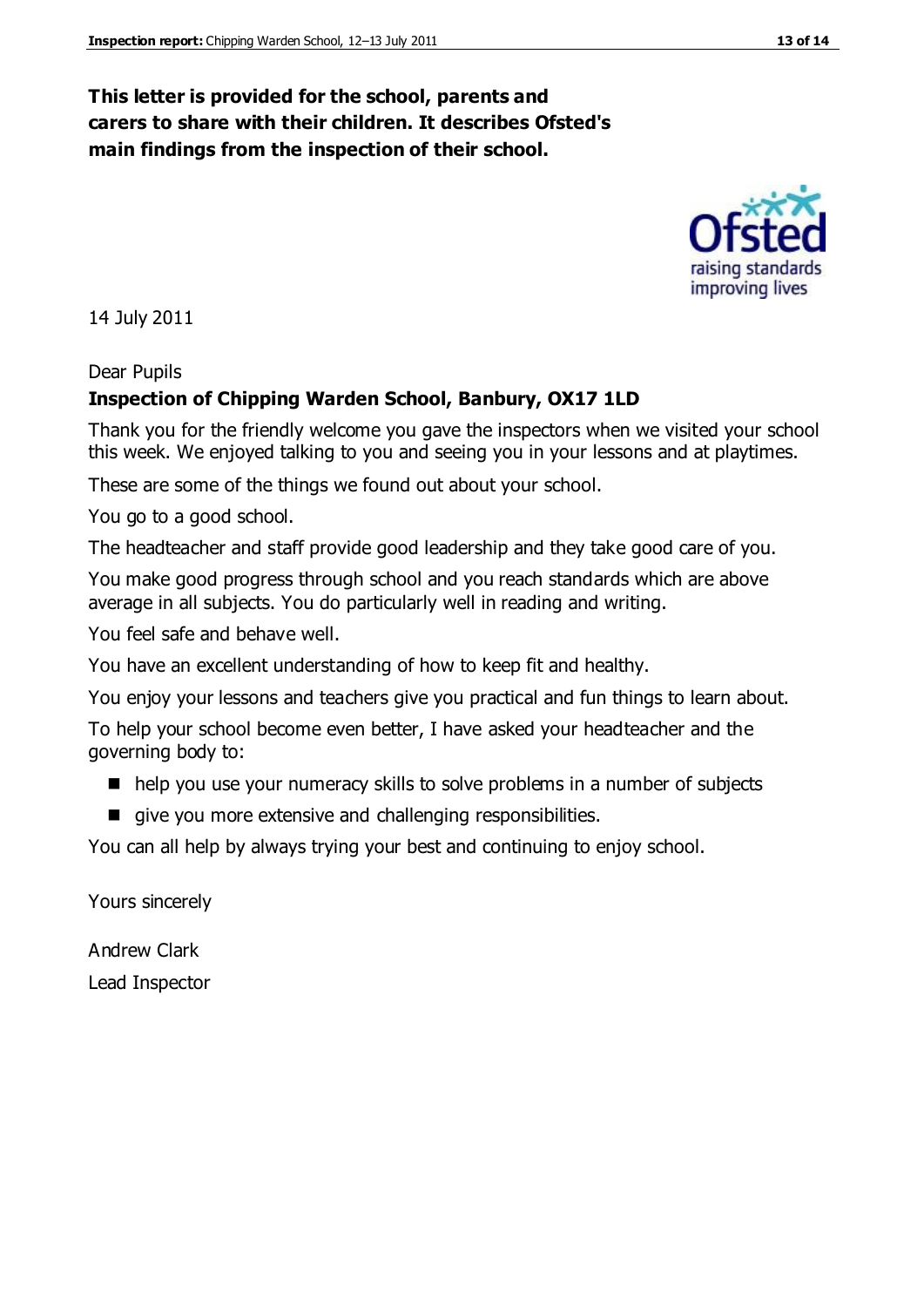**This letter is provided for the school, parents and carers to share with their children. It describes Ofsted's main findings from the inspection of their school.**

14 July 2011

Dear Pupils

**Inspection of Chipping Warden School, Banbury, OX17 1LD**

Thank you for the friendly welcome you gave the inspectors when we visited your school this week. We enjoyed talking to you and seeing you in your lessons and at playtimes.

These are some of the things we found out about your school.

You go to a good school.

The headteacher and staff provide good leadership and they take good care of you.

You make good progress through school and you reach standards which are above average in all subjects. You do particularly well in reading and writing.

You feel safe and behave well.

You have an excellent understanding of how to keep fit and healthy.

You enjoy your lessons and teachers give you practical and fun things to learn about.

To help your school become even better, I have asked your headteacher and the governing body to:

- help you use your numeracy skills to solve problems in a number of subjects
- give you more extensive and challenging responsibilities.

You can all help by always trying your best and continuing to enjoy school.

Yours sincerely

Andrew Clark

Lead Inspector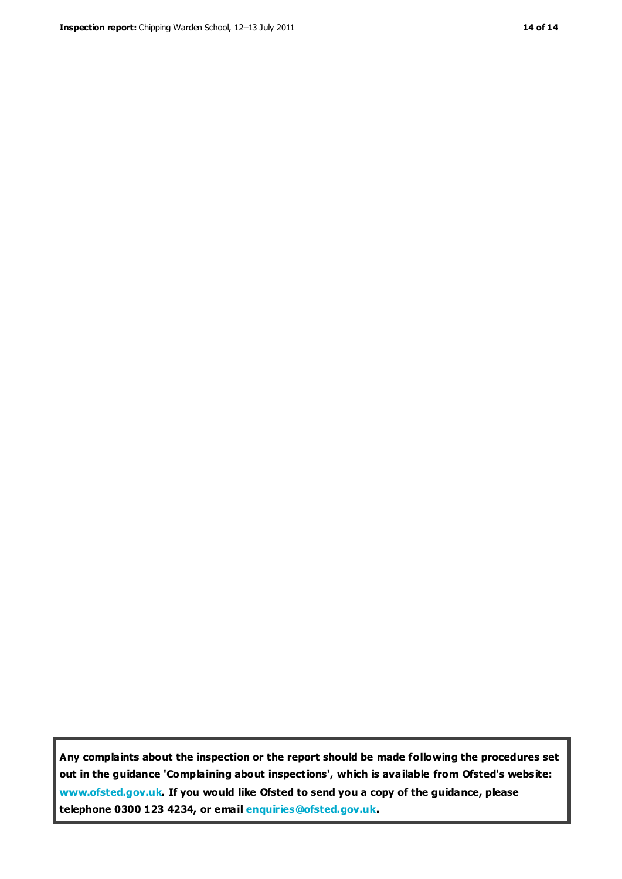**Any complaints about the inspection or the report should be made following the procedures set out in the guidance 'Complaining about inspections', which is available from Ofsted's website: www.ofsted.gov.uk. If you would like Ofsted to send you a copy of the guidance, please telephone 0300 123 4234, or email enquiries@ofsted.gov.uk.**